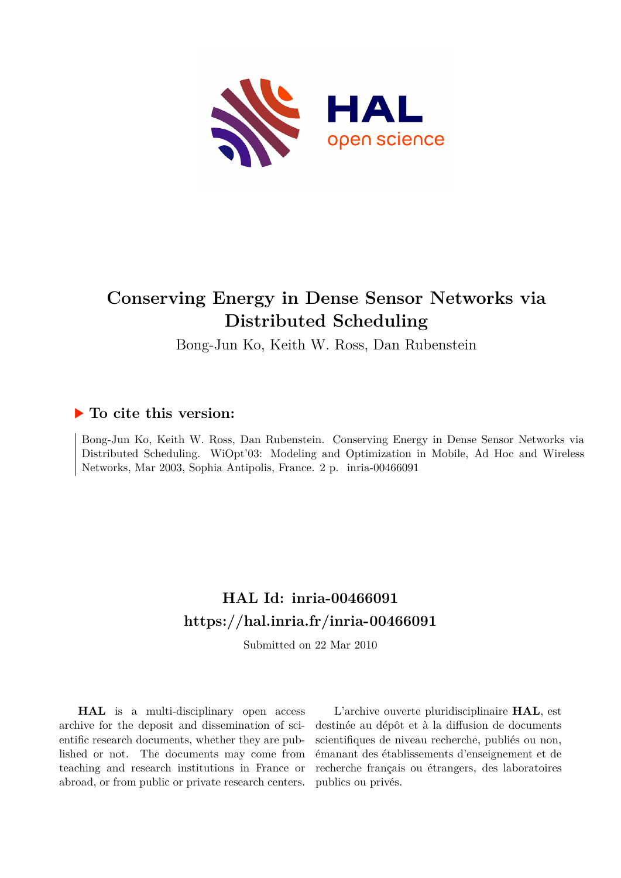# Conserving Energy in Dense Sensor Networks via Distributed Scheduling

Bong-Jun Ko, Keith W. Ross, Dan Rubenstein

## ▶ To cite this version:

Bong-Jun Ko, Keith W. Ross, Dan Rubenstein. Conserving Energy in Dense Sensor Networks via Distributed Scheduling. WiOpt'03: Modeling and Optimization in Mobile, Ad Hoc and Wireless Networks, Mar 2003, Sophia Antipolis, France. 2 p. inria-00466091

## HAL Id: inria-00466091
## https://hal.inria.fr/inria-00466091

Submitted on 22 Mar 2010

**HAL** is a multi-disciplinary open access archive for the deposit and dissemination of scientific research documents, whether they are published or not. The documents may come from teaching and research institutions in France or abroad, or from public or private research centers.

L'archive ouverte pluridisciplinaire **HAL**, est destinée au dépôt et à la diffusion de documents scientifiques de niveau recherche, publiés ou non, émanant des établissements d'enseignement et de recherche français ou étrangers, des laboratoires publics ou privés.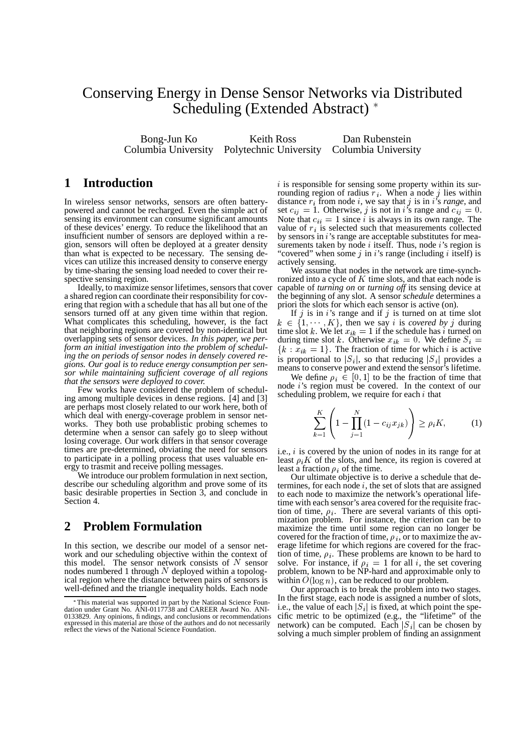# Conserving Energy in Dense Sensor Networks via Distributed Scheduling (Extended Abstract) *

Bong-Jun Ko, Columbia University
Keith Ross, Polytechnic University
Dan Rubenstein, Columbia University

## 1 Introduction

In wireless sensor networks, sensors are often battery-powered and cannot be recharged. Even the simple act of sensing its environment can consume significant amounts of these devices' energy. To reduce the likelihood that an insufficient number of sensors are deployed within a region, sensors will often be deployed at a greater density than what is expected to be necessary. The sensing devices can utilize this increased density to conserve energy by time-sharing the sensing load needed to cover their respective sensing region.

Ideally, to maximize sensor lifetimes, sensors that cover a shared region can coordinate their responsibility for covering that region with a schedule that has all but one of the sensors turned off at any given time within that region. What complicates this scheduling, however, is the fact that neighboring regions are covered by non-identical but overlapping sets of sensor devices. *In this paper, we perform an initial investigation into the problem of scheduling the on periods of sensor nodes in densely covered regions. Our goal is to reduce energy consumption per sensor while maintaining sufficient coverage of all regions that the sensors were deployed to cover.*

Few works have considered the problem of scheduling among multiple devices in dense regions. [4] and [3] are perhaps most closely related to our work here, both of which deal with energy-coverage problem in sensor networks. They both use probablistic probing schemes to determine when a sensor can safely go to sleep without losing coverage. Our work differs in that sensor coverage times are pre-determined, obviating the need for sensors to participate in a polling process that uses valuable energy to trasmit and receive polling messages.

We introduce our problem formulation in next section, describe our scheduling algorithm and prove some of its basic desirable properties in Section 3, and conclude in Section 4.

## 2 Problem Formulation

In this section, we describe our model of a sensor network and our scheduling objective within the context of this model. The sensor network consists of $N$ sensor nodes numbered 1 through $N$ deployed within a topological region where the distance between pairs of sensors is well-defined and the triangle inequality holds. Each node $i$ is responsible for sensing some property within its surrounding region of radius $r_i$. When a node $j$ lies within distance $r_i$ from node $i$, we say that $j$ is in $i$'s *range*, and set $c_{ij} = 1$. Otherwise, $j$ is not in $i$'s range and $c_{ij} = 0$. Note that $c_{ii} = 1$ since $i$ is always in its own range. The value of $r_i$ is selected such that measurements collected by sensors in $i$'s range are acceptable substitutes for measurements taken by node $i$ itself. Thus, node $i$'s region is "covered" when some $j$ in $i$'s range (including $i$ itself) is actively sensing.

We assume that nodes in the network are time-synchronized into a cycle of $K$ time slots, and that each node is capable of *turning on* or *turning off* its sensing device at the beginning of any slot. A sensor *schedule* determines a priori the slots for which each sensor is active (on).

If $j$ is in $i$'s range and if $j$ is turned on at time slot $k \in \{1, \cdots, K\}$, then we say $i$ is *covered by* $j$ during time slot $k$. We let $x_{ik} = 1$ if the schedule has $i$ turned on during time slot $k$. Otherwise $x_{ik} = 0$. We define $S_i = \{k : x_{ik} = 1\}$. The fraction of time for which $i$ is active is proportional to $|S_i|$, so that reducing $|S_i|$ provides a means to conserve power and extend the sensor's lifetime.

We define $\rho_i \in [0, 1]$ to be the fraction of time that node $i$'s region must be covered. In the context of our scheduling problem, we require for each $i$ that

$$\sum_{k=1}^{K} \left( 1 - \prod_{j=1}^{N} (1 - c_{ij} x_{jk}) \right) \geq \rho_i K, \qquad (1)$$

i.e., $i$ is covered by the union of nodes in its range for at least $\rho_i K$ of the slots, and hence, its region is covered at least a fraction $\rho_i$ of the time.

Our ultimate objective is to derive a schedule that determines, for each node $i$, the set of slots that are assigned to each node to maximize the network's operational lifetime with each sensor's area covered for the requisite fraction of time, $\rho_i$. There are several variants of this optimization problem. For instance, the criterion can be to maximize the time until some region can no longer be covered for the fraction of time, $\rho_i$, or to maximize the average lifetime for which regions are covered for the fraction of time, $\rho_i$. These problems are known to be hard to solve. For instance, if $\rho_i = 1$ for all $i$, the set covering problem, known to be NP-hard and approximable only to within $O(\log n)$, can be reduced to our problem.

Our approach is to break the problem into two stages. In the first stage, each node is assigned a number of slots, i.e., the value of each $|S_i|$ is fixed, at which point the specific metric to be optimized (e.g., the "lifetime" of the network) can be computed. Each $|S_i|$ can be chosen by solving a much simpler problem of finding an assignment

*This material was supported in part by the National Science Foundation under Grant No. ANI-0117738 and CAREER Award No. ANI-0133829. Any opinions, findings, and conclusions or recommendations expressed in this material are those of the authors and do not necessarily reflect the views of the National Science Foundation.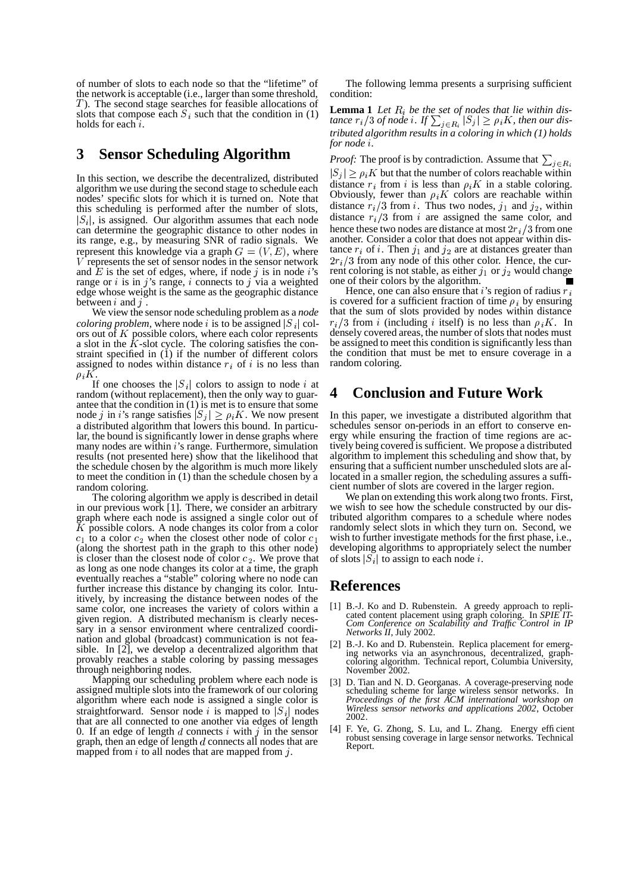of number of slots to each node so that the "lifetime" of the network is acceptable (i.e., larger than some threshold, $T$). The second stage searches for feasible allocations of slots that compose each $S_i$ such that the condition in (1) holds for each $i$.

## 3 Sensor Scheduling Algorithm

In this section, we describe the decentralized, distributed algorithm we use during the second stage to schedule each nodes' specific slots for which it is turned on. Note that this scheduling is performed after the number of slots, $|S_i|$, is assigned. Our algorithm assumes that each node can determine the geographic distance to other nodes in its range, e.g., by measuring SNR of radio signals. We represent this knowledge via a graph $G = (V, E)$, where $V$ represents the set of sensor nodes in the sensor network and $E$ is the set of edges, where, if node $j$ is in node $i$'s range or $i$ is in $j$'s range, $i$ connects to $j$ via a weighted edge whose weight is the same as the geographic distance between $i$ and $j$.

We view the sensor node scheduling problem as a *node coloring problem*, where node $i$ is to be assigned $|S_i|$ colors out of $K$ possible colors, where each color represents a slot in the $K$-slot cycle. The coloring satisfies the constraint specified in (1) if the number of different colors assigned to nodes within distance $r_i$ of $i$ is no less than $\rho_i K$.

If one chooses the $|S_i|$ colors to assign to node $i$ at random (without replacement), then the only way to guarantee that the condition in (1) is met is to ensure that some node $j$ in $i$'s range satisfies $|S_j| \geq \rho_i K$. We now present a distributed algorithm that lowers this bound. In particular, the bound is significantly lower in dense graphs where many nodes are within $i$'s range. Furthermore, simulation results (not presented here) show that the likelihood that the schedule chosen by the algorithm is much more likely to meet the condition in (1) than the schedule chosen by a random coloring.

The coloring algorithm we apply is described in detail in our previous work [1]. There, we consider an arbitrary graph where each node is assigned a single color out of $K$ possible colors. A node changes its color from a color $c_1$ to a color $c_2$ when the closest other node of color $c_1$ (along the shortest path in the graph to this other node) is closer than the closest node of color $c_2$. We prove that as long as one node changes its color at a time, the graph eventually reaches a "stable" coloring where no node can further increase this distance by changing its color. Intuitively, by increasing the distance between nodes of the same color, one increases the variety of colors within a given region. A distributed mechanism is clearly necessary in a sensor environment where centralized coordination and global (broadcast) communication is not feasible. In [2], we develop a decentralized algorithm that provably reaches a stable coloring by passing messages through neighboring nodes.

Mapping our scheduling problem where each node is assigned multiple slots into the framework of our coloring algorithm where each node is assigned a single color is straightforward. Sensor node $i$ is mapped to $|S_i|$ nodes that are all connected to one another via edges of length 0. If an edge of length $d$ connects $i$ with $j$ in the sensor graph, then an edge of length $d$ connects all nodes that are mapped from $i$ to all nodes that are mapped from $j$.

The following lemma presents a surprising sufficient condition:

**Lemma 1** *Let $R_i$ be the set of nodes that lie within distance $r_i/3$ of node $i$. If $\sum_{j \in R_i} |S_j| \geq \rho_i K$, then our distributed algorithm results in a coloring in which (1) holds for node $i$.*

*Proof:* The proof is by contradiction. Assume that $\sum_{j \in R_i} |S_j| \geq \rho_i K$ but that the number of colors reachable within distance $r_i$ from $i$ is less than $\rho_i K$ in a stable coloring. Obviously, fewer than $\rho_i K$ colors are reachable within distance $r_i/3$ from $i$. Thus two nodes, $j_1$ and $j_2$, within distance $r_i/3$ from $i$ are assigned the same color, and hence these two nodes are distance at most $2r_i/3$ from one another. Consider a color that does not appear within distance $r_i$ of $i$. Then $j_1$ and $j_2$ are at distances greater than $2r_i/3$ from any node of this other color. Hence, the current coloring is not stable, as either $j_1$ or $j_2$ would change one of their colors by the algorithm. ■

Hence, one can also ensure that $i$'s region of radius $r_i$ is covered for a sufficient fraction of time $\rho_i$ by ensuring that the sum of slots provided by nodes within distance $r_i/3$ from $i$ (including $i$ itself) is no less than $\rho_i K$. In densely covered areas, the number of slots that nodes must be assigned to meet this condition is significantly less than the condition that must be met to ensure coverage in a random coloring.

## 4 Conclusion and Future Work

In this paper, we investigate a distributed algorithm that schedules sensor on-periods in an effort to conserve energy while ensuring the fraction of time regions are actively being covered is sufficient. We propose a distributed algorithm to implement this scheduling and show that, by ensuring that a sufficient number unscheduled slots are allocated in a smaller region, the scheduling assures a sufficient number of slots are covered in the larger region.

We plan on extending this work along two fronts. First, we wish to see how the schedule constructed by our distributed algorithm compares to a schedule where nodes randomly select slots in which they turn on. Second, we wish to further investigate methods for the first phase, i.e., developing algorithms to appropriately select the number of slots $|S_i|$ to assign to each node $i$.

## References

[1] B.-J. Ko and D. Rubenstein. A greedy approach to replicated content placement using graph coloring. In *SPIE ITCom Conference on Scalability and Traffic Control in IP Networks II*, July 2002.

[2] B.-J. Ko and D. Rubenstein. Replica placement for emerging networks via an asynchronous, decentralized, graph-coloring algorithm. Technical report, Columbia University, November 2002.

[3] D. Tian and N. D. Georganas. A coverage-preserving node scheduling scheme for large wireless sensor networks. In *Proceedings of the first ACM international workshop on Wireless sensor networks and applications 2002*, October 2002.

[4] F. Ye, G. Zhong, S. Lu, and L. Zhang. Energy efficient robust sensing coverage in large sensor networks. Technical Report.